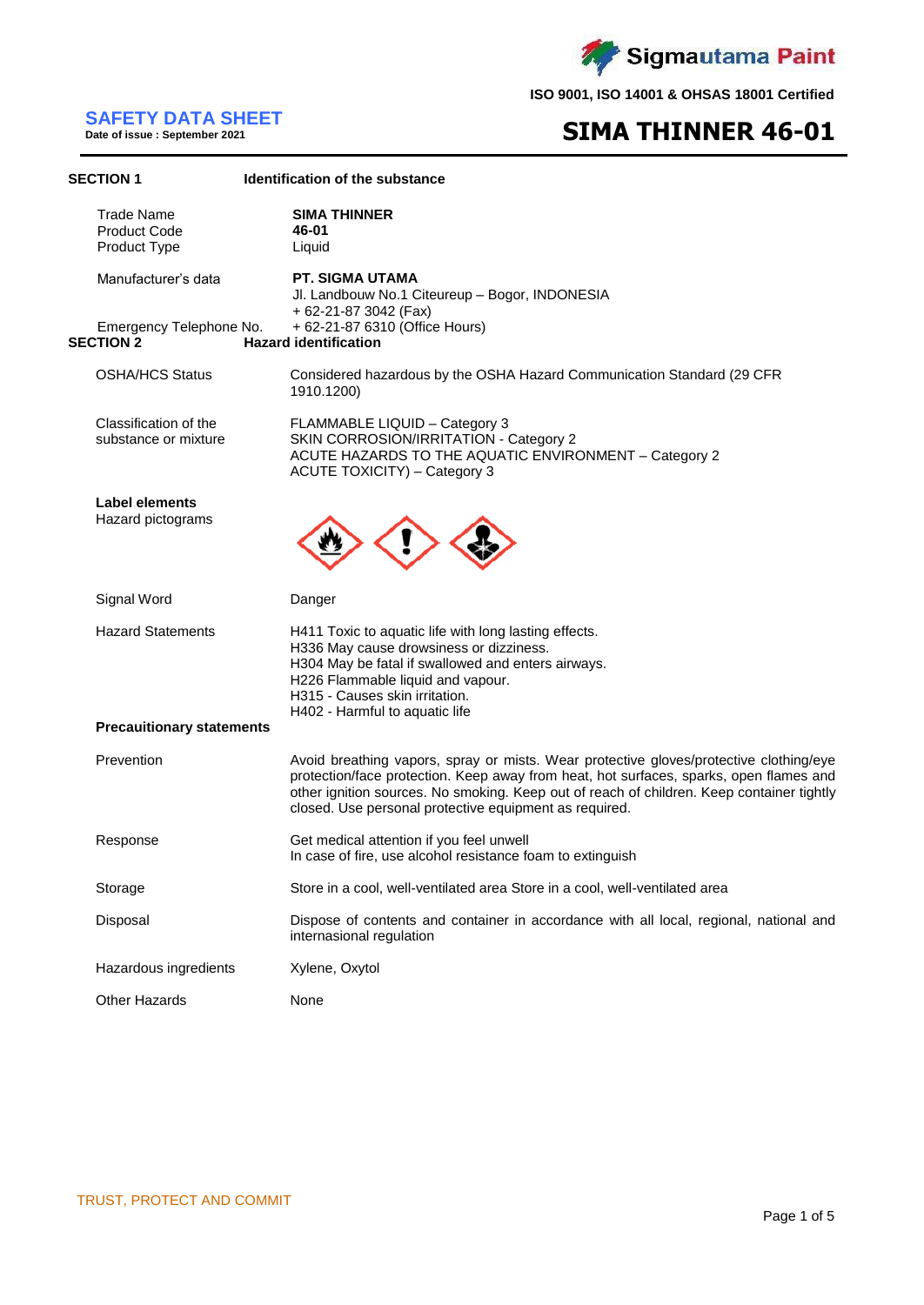Sigmautama Paint

ISO 9001, ISO 14001 & OHSAS 18001 Certified

# SAFETY DATA SHEET

**Date of issue : September 2021**

# SIMA THINNER 46-01

## SECTION 1 Identification of the substance

| | |
|---|---|
| Trade Name | **SIMA THINNER** |
| Product Code | **46-01** |
| Product Type | Liquid |
| Manufacturer's data | **PT. SIGMA UTAMA**<br>Jl. Landbouw No.1 Citeureup – Bogor, INDONESIA<br>+ 62-21-87 3042 (Fax) |
| Emergency Telephone No. | + 62-21-87 6310 (Office Hours) |

## SECTION 2 Hazard identification

| | |
|---|---|
| OSHA/HCS Status | Considered hazardous by the OSHA Hazard Communication Standard (29 CFR 1910.1200) |
| Classification of the substance or mixture | FLAMMABLE LIQUID – Category 3<br>SKIN CORROSION/IRRITATION - Category 2<br>ACUTE HAZARDS TO THE AQUATIC ENVIRONMENT – Category 2<br>ACUTE TOXICITY) – Category 3 |

**Label elements**

Hazard pictograms

| | |
|---|---|
| Signal Word | Danger |
| Hazard Statements | H411 Toxic to aquatic life with long lasting effects.<br>H336 May cause drowsiness or dizziness.<br>H304 May be fatal if swallowed and enters airways.<br>H226 Flammable liquid and vapour.<br>H315 - Causes skin irritation.<br>H402 - Harmful to aquatic life |

**Precauitionary statements**

| | |
|---|---|
| Prevention | Avoid breathing vapors, spray or mists. Wear protective gloves/protective clothing/eye protection/face protection. Keep away from heat, hot surfaces, sparks, open flames and other ignition sources. No smoking. Keep out of reach of children. Keep container tightly closed. Use personal protective equipment as required. |
| Response | Get medical attention if you feel unwell<br>In case of fire, use alcohol resistance foam to extinguish |
| Storage | Store in a cool, well-ventilated area Store in a cool, well-ventilated area |
| Disposal | Dispose of contents and container in accordance with all local, regional, national and internasional regulation |
| Hazardous ingredients | Xylene, Oxytol |
| Other Hazards | None |

TRUST, PROTECT AND COMMIT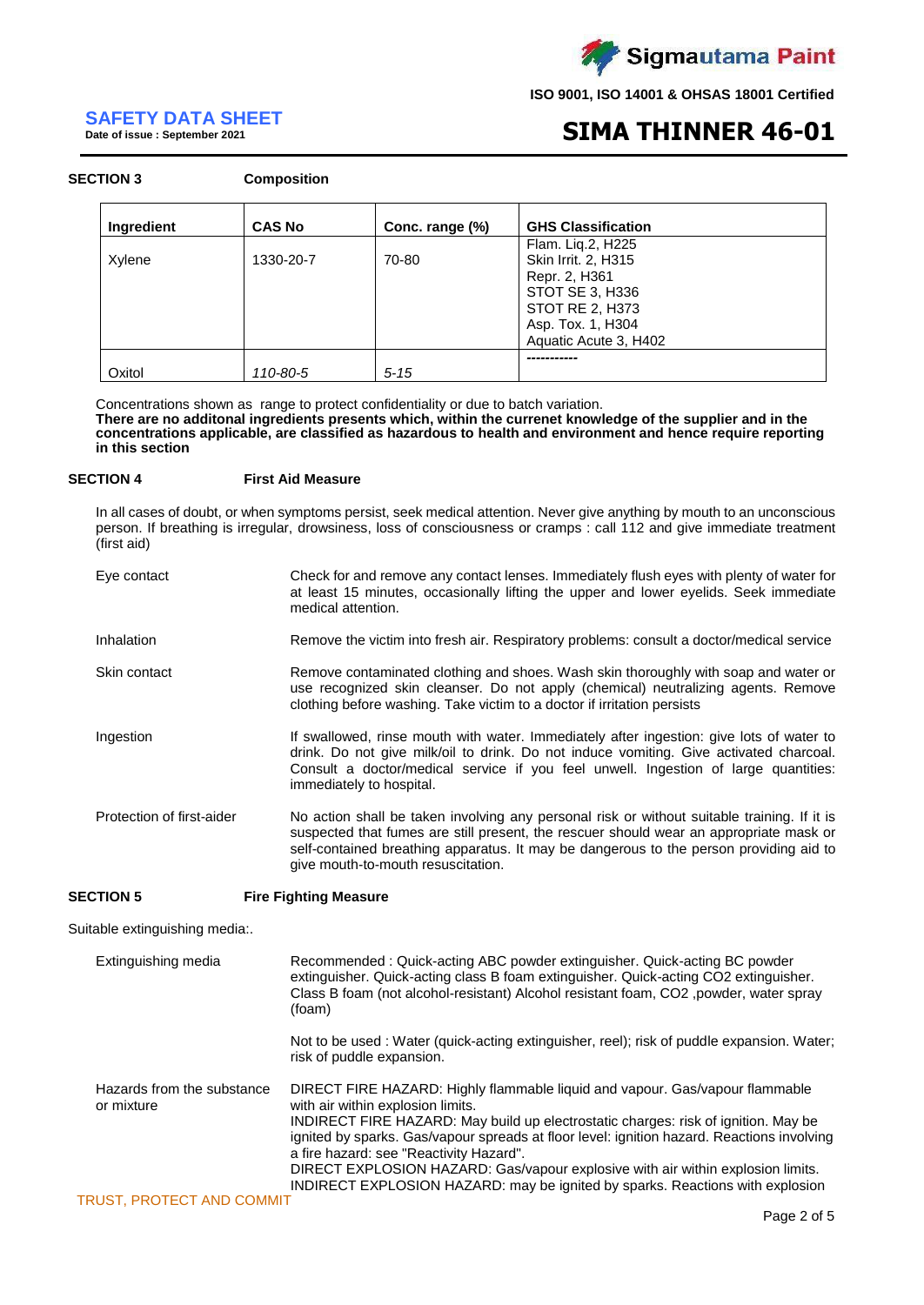## SECTION 3 Composition

| Ingredient | CAS No | Conc. range (%) | GHS Classification |
|---|---|---|---|
| Xylene | 1330-20-7 | 70-80 | Flam. Liq.2, H225<br>Skin Irrit. 2, H315<br>Repr. 2, H361<br>STOT SE 3, H336<br>STOT RE 2, H373<br>Asp. Tox. 1, H304<br>Aquatic Acute 3, H402 |
| Oxitol | *110-80-5* | *5-15* | ----------- |

Concentrations shown as range to protect confidentiality or due to batch variation.
**There are no additonal ingredients presents which, within the currenet knowledge of the supplier and in the concentrations applicable, are classified as hazardous to health and environment and hence require reporting in this section**

## SECTION 4 First Aid Measure

In all cases of doubt, or when symptoms persist, seek medical attention. Never give anything by mouth to an unconscious person. If breathing is irregular, drowsiness, loss of consciousness or cramps : call 112 and give immediate treatment (first aid)

**Eye contact**: Check for and remove any contact lenses. Immediately flush eyes with plenty of water for at least 15 minutes, occasionally lifting the upper and lower eyelids. Seek immediate medical attention.

**Inhalation**: Remove the victim into fresh air. Respiratory problems: consult a doctor/medical service

**Skin contact**: Remove contaminated clothing and shoes. Wash skin thoroughly with soap and water or use recognized skin cleanser. Do not apply (chemical) neutralizing agents. Remove clothing before washing. Take victim to a doctor if irritation persists

**Ingestion**: If swallowed, rinse mouth with water. Immediately after ingestion: give lots of water to drink. Do not give milk/oil to drink. Do not induce vomiting. Give activated charcoal. Consult a doctor/medical service if you feel unwell. Ingestion of large quantities: immediately to hospital.

**Protection of first-aider**: No action shall be taken involving any personal risk or without suitable training. If it is suspected that fumes are still present, the rescuer should wear an appropriate mask or self-contained breathing apparatus. It may be dangerous to the person providing aid to give mouth-to-mouth resuscitation.

## SECTION 5 Fire Fighting Measure

Suitable extinguishing media:.

**Extinguishing media**: Recommended : Quick-acting ABC powder extinguisher. Quick-acting BC powder extinguisher. Quick-acting class B foam extinguisher. Quick-acting $CO_2$ extinguisher. Class B foam (not alcohol-resistant) Alcohol resistant foam, $CO_2$ ,powder, water spray (foam)

Not to be used : Water (quick-acting extinguisher, reel); risk of puddle expansion. Water; risk of puddle expansion.

**Hazards from the substance or mixture**: DIRECT FIRE HAZARD: Highly flammable liquid and vapour. Gas/vapour flammable with air within explosion limits.
INDIRECT FIRE HAZARD: May build up electrostatic charges: risk of ignition. May be ignited by sparks. Gas/vapour spreads at floor level: ignition hazard. Reactions involving a fire hazard: see "Reactivity Hazard".
DIRECT EXPLOSION HAZARD: Gas/vapour explosive with air within explosion limits.
INDIRECT EXPLOSION HAZARD: may be ignited by sparks. Reactions with explosion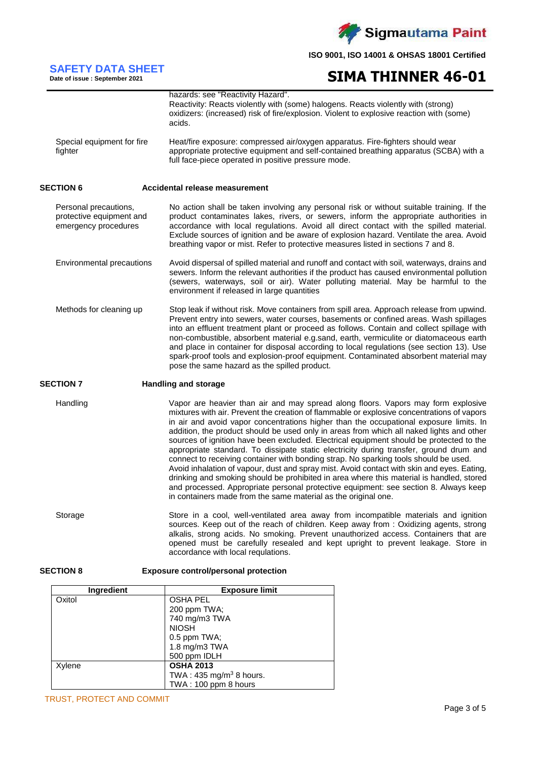| | |
|---|---|
| | hazards: see "Reactivity Hazard". Reactivity: Reacts violently with (some) halogens. Reacts violently with (strong) oxidizers: (increased) risk of fire/explosion. Violent to explosive reaction with (some) acids. |
| Special equipment for fire fighter | Heat/fire exposure: compressed air/oxygen apparatus. Fire-fighters should wear appropriate protective equipment and self-contained breathing apparatus (SCBA) with a full face-piece operated in positive pressure mode. |

## SECTION 6 Accidental release measurement

| | |
|---|---|
| Personal precautions, protective equipment and emergency procedures | No action shall be taken involving any personal risk or without suitable training. If the product contaminates lakes, rivers, or sewers, inform the appropriate authorities in accordance with local regulations. Avoid all direct contact with the spilled material. Exclude sources of ignition and be aware of explosion hazard. Ventilate the area. Avoid breathing vapor or mist. Refer to protective measures listed in sections 7 and 8. |
| Environmental precautions | Avoid dispersal of spilled material and runoff and contact with soil, waterways, drains and sewers. Inform the relevant authorities if the product has caused environmental pollution (sewers, waterways, soil or air). Water polluting material. May be harmful to the environment if released in large quantities |
| Methods for cleaning up | Stop leak if without risk. Move containers from spill area. Approach release from upwind. Prevent entry into sewers, water courses, basements or confined areas. Wash spillages into an effluent treatment plant or proceed as follows. Contain and collect spillage with non-combustible, absorbent material e.g.sand, earth, vermiculite or diatomaceous earth and place in container for disposal according to local regulations (see section 13). Use spark-proof tools and explosion-proof equipment. Contaminated absorbent material may pose the same hazard as the spilled product. |

## SECTION 7 Handling and storage

| | |
|---|---|
| Handling | Vapor are heavier than air and may spread along floors. Vapors may form explosive mixtures with air. Prevent the creation of flammable or explosive concentrations of vapors in air and avoid vapor concentrations higher than the occupational exposure limits. In addition, the product should be used only in areas from which all naked lights and other sources of ignition have been excluded. Electrical equipment should be protected to the appropriate standard. To dissipate static electricity during transfer, ground drum and connect to receiving container with bonding strap. No sparking tools should be used. Avoid inhalation of vapour, dust and spray mist. Avoid contact with skin and eyes. Eating, drinking and smoking should be prohibited in area where this material is handled, stored and processed. Appropriate personal protective equipment: see section 8. Always keep in containers made from the same material as the original one. |
| Storage | Store in a cool, well-ventilated area away from incompatible materials and ignition sources. Keep out of the reach of children. Keep away from : Oxidizing agents, strong alkalis, strong acids. No smoking. Prevent unauthorized access. Containers that are opened must be carefully resealed and kept upright to prevent leakage. Store in accordance with local regulations. |

## SECTION 8 Exposure control/personal protection

| Ingredient | Exposure limit |
|---|---|
| Oxitol | OSHA PEL<br>200 ppm TWA;<br>740 mg/m3 TWA<br>NIOSH<br>0.5 ppm TWA;<br>1.8 mg/m3 TWA<br>500 ppm IDLH |
| Xylene | **OSHA 2013**<br>TWA : 435 mg/m$^3$ 8 hours.<br>TWA : 100 ppm 8 hours |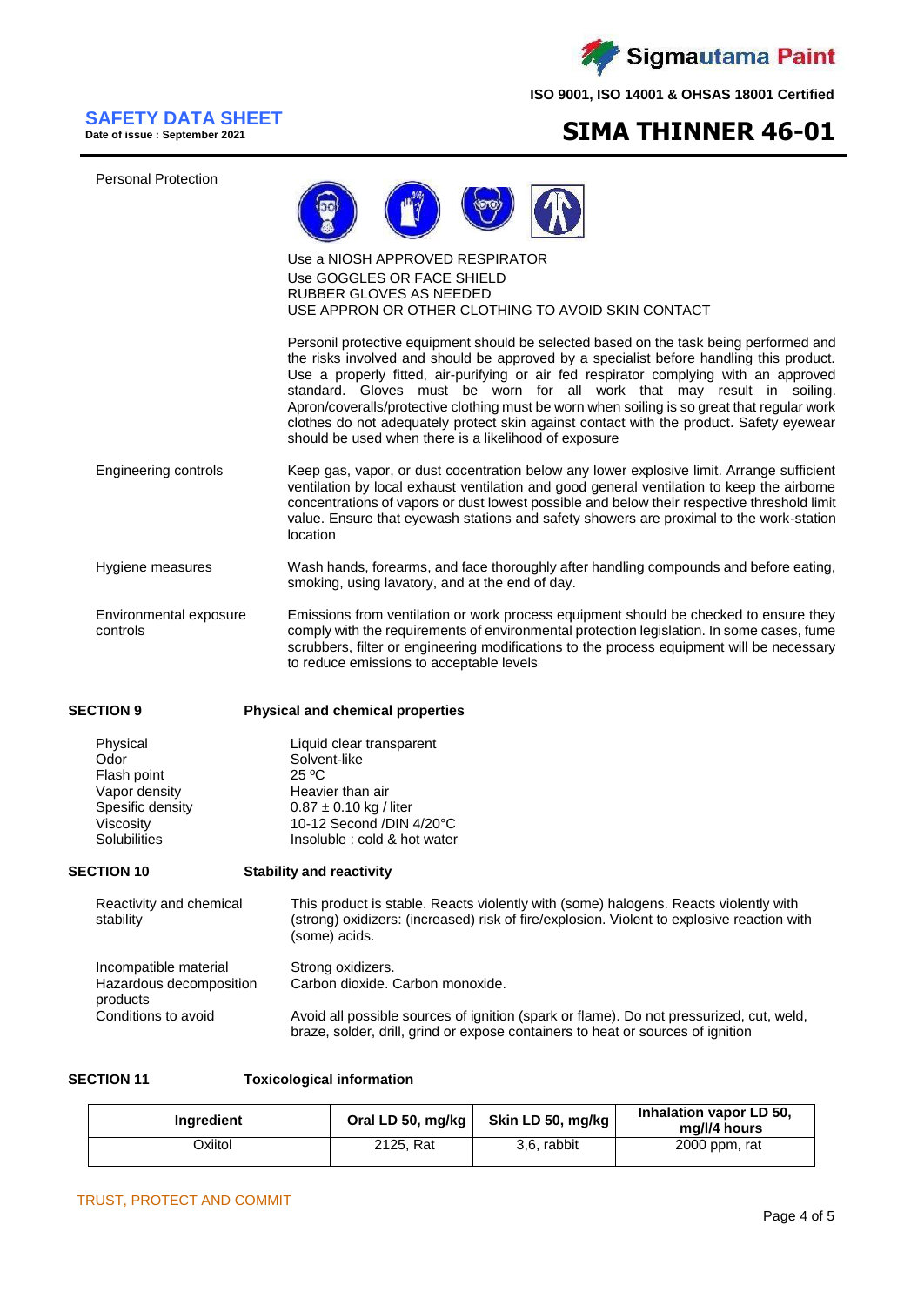Personal Protection

Use a NIOSH APPROVED RESPIRATOR
Use GOGGLES OR FACE SHIELD
RUBBER GLOVES AS NEEDED
USE APPRON OR OTHER CLOTHING TO AVOID SKIN CONTACT

Personil protective equipment should be selected based on the task being performed and the risks involved and should be approved by a specialist before handling this product. Use a properly fitted, air-purifying or air fed respirator complying with an approved standard. Gloves must be worn for all work that may result in soiling. Apron/coveralls/protective clothing must be worn when soiling is so great that regular work clothes do not adequately protect skin against contact with the product. Safety eyewear should be used when there is a likelihood of exposure

Engineering controls

Keep gas, vapor, or dust cocentration below any lower explosive limit. Arrange sufficient ventilation by local exhaust ventilation and good general ventilation to keep the airborne concentrations of vapors or dust lowest possible and below their respective threshold limit value. Ensure that eyewash stations and safety showers are proximal to the work-station location

Hygiene measures

Wash hands, forearms, and face thoroughly after handling compounds and before eating, smoking, using lavatory, and at the end of day.

Environmental exposure controls

Emissions from ventilation or work process equipment should be checked to ensure they comply with the requirements of environmental protection legislation. In some cases, fume scrubbers, filter or engineering modifications to the process equipment will be necessary to reduce emissions to acceptable levels

## SECTION 9 Physical and chemical properties

| | |
|---|---|
| Physical | Liquid clear transparent |
| Odor | Solvent-like |
| Flash point | 25 ºC |
| Vapor density | Heavier than air |
| Spesific density | 0.87 ± 0.10 kg / liter |
| Viscosity | 10-12 Second /DIN 4/20°C |
| Solubilities | Insoluble : cold & hot water |

## SECTION 10 Stability and reactivity

Reactivity and chemical stability

This product is stable. Reacts violently with (some) halogens. Reacts violently with (strong) oxidizers: (increased) risk of fire/explosion. Violent to explosive reaction with (some) acids.

Incompatible material: Strong oxidizers.

Hazardous decomposition products: Carbon dioxide. Carbon monoxide.

Conditions to avoid: Avoid all possible sources of ignition (spark or flame). Do not pressurized, cut, weld, braze, solder, drill, grind or expose containers to heat or sources of ignition

## SECTION 11 Toxicological information

| Ingredient | Oral LD 50, mg/kg | Skin LD 50, mg/kg | Inhalation vapor LD 50, mg/l/4 hours |
|---|---|---|---|
| Oxiitol | 2125, Rat | 3,6, rabbit | 2000 ppm, rat |

TRUST, PROTECT AND COMMIT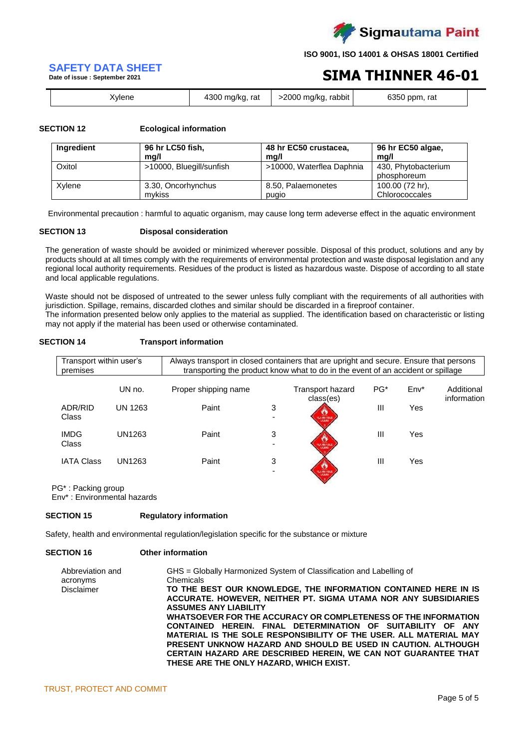| | | | |
|---|---|---|---|
| Xylene | 4300 mg/kg, rat | >2000 mg/kg, rabbit | 6350 ppm, rat |

## SECTION 12 Ecological information

| Ingredient | 96 hr LC50 fish, mg/l | 48 hr EC50 crustacea, mg/l | 96 hr EC50 algae, mg/l |
|---|---|---|---|
| Oxitol | >10000, Bluegill/sunfish | >10000, Waterflea Daphnia | 430, Phytobacterium phosphoreum |
| Xylene | 3.30, Oncorhynchus mykiss | 8.50, Palaemonetes pugio | 100.00 (72 hr), Chlorococcales |

Environmental precaution : harmful to aquatic organism, may cause long term adeverse effect in the aquatic environment

## SECTION 13 Disposal consideration

The generation of waste should be avoided or minimized wherever possible. Disposal of this product, solutions and any by products should at all times comply with the requirements of environmental protection and waste disposal legislation and any regional local authority requirements. Residues of the product is listed as hazardous waste. Dispose of according to all state and local applicable regulations.

Waste should not be disposed of untreated to the sewer unless fully compliant with the requirements of all authorities with jurisdiction. Spillage, remains, discarded clothes and similar should be discarded in a fireproof container.
The information presented below only applies to the material as supplied. The identification based on characteristic or listing may not apply if the material has been used or otherwise contaminated.

## SECTION 14 Transport information

| | |
|---|---|
| Transport within user's premises | Always transport in closed containers that are upright and secure. Ensure that persons transporting the product know what to do in the event of an accident or spillage |

| | UN no. | Proper shipping name | Transport hazard class(es) | PG* | Env* | Additional information |
|---|---|---|---|---|---|---|
| ADR/RID Class | UN 1263 | Paint | 3 - | III | Yes | |
| IMDG Class | UN1263 | Paint | 3 - | III | Yes | |
| IATA Class | UN1263 | Paint | 3 - | III | Yes | |

PG* : Packing group
Env* : Environmental hazards

## SECTION 15 Regulatory information

Safety, health and environmental regulation/legislation specific for the substance or mixture

## SECTION 16 Other information

| | |
|---|---|
| Abbreviation and acronyms | GHS = Globally Harmonized System of Classification and Labelling of Chemicals |
| Disclaimer | **TO THE BEST OUR KNOWLEDGE, THE INFORMATION CONTAINED HERE IN IS ACCURATE. HOWEVER, NEITHER PT. SIGMA UTAMA NOR ANY SUBSIDIARIES ASSUMES ANY LIABILITY WHATSOEVER FOR THE ACCURACY OR COMPLETENESS OF THE INFORMATION CONTAINED HEREIN. FINAL DETERMINATION OF SUITABILITY OF ANY MATERIAL IS THE SOLE RESPONSIBILITY OF THE USER. ALL MATERIAL MAY PRESENT UNKNOW HAZARD AND SHOULD BE USED IN CAUTION. ALTHOUGH CERTAIN HAZARD ARE DESCRIBED HEREIN, WE CAN NOT GUARANTEE THAT THESE ARE THE ONLY HAZARD, WHICH EXIST.** |